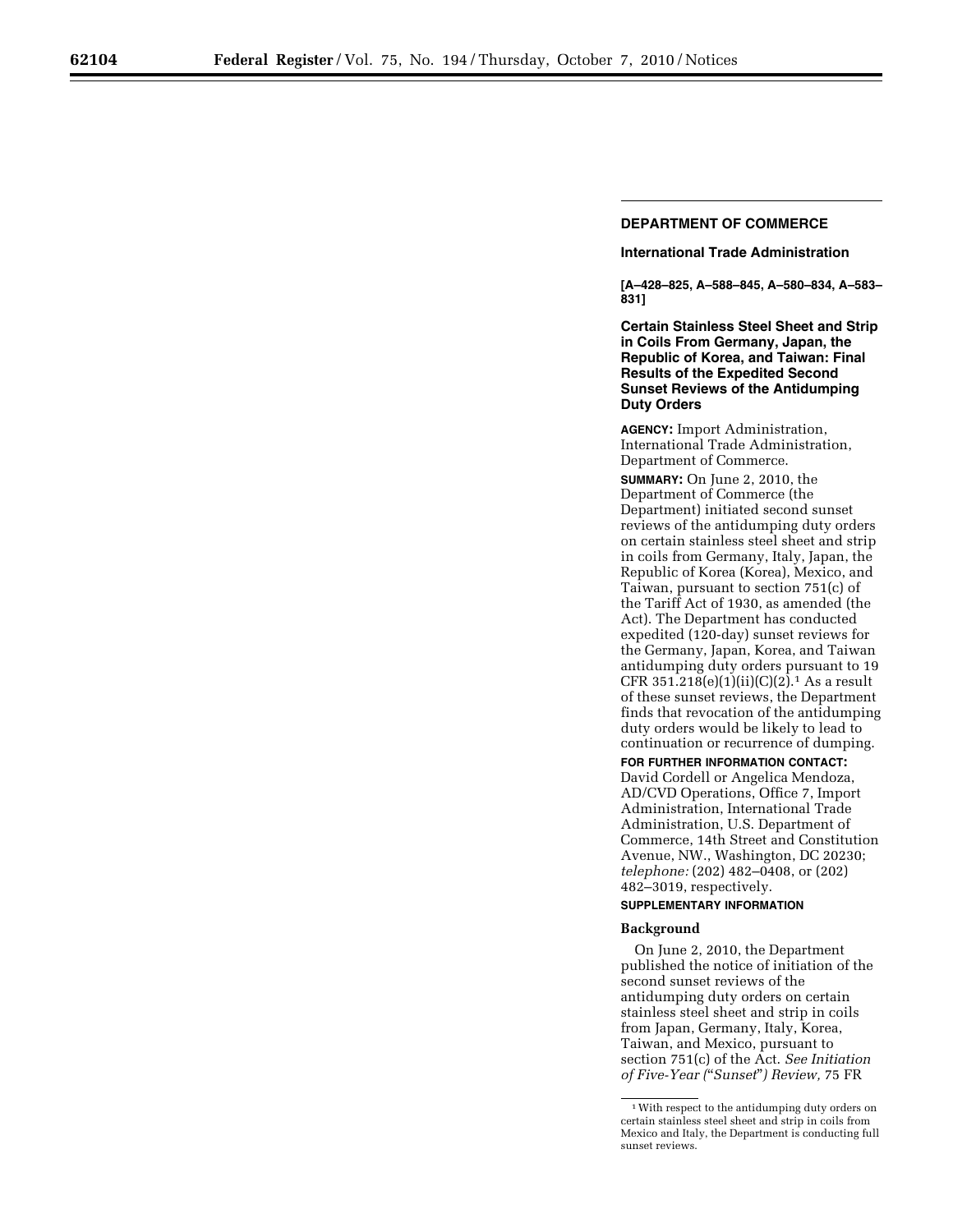## DEPARTMENT OF COMMERCE

### International Trade Administration

**[A–428–825, A–588–845, A–580–834, A–583–831]**

### Certain Stainless Steel Sheet and Strip in Coils From Germany, Japan, the Republic of Korea, and Taiwan: Final Results of the Expedited Second Sunset Reviews of the Antidumping Duty Orders

**AGENCY:** Import Administration, International Trade Administration, Department of Commerce.

**SUMMARY:** On June 2, 2010, the Department of Commerce (the Department) initiated second sunset reviews of the antidumping duty orders on certain stainless steel sheet and strip in coils from Germany, Italy, Japan, the Republic of Korea (Korea), Mexico, and Taiwan, pursuant to section 751(c) of the Tariff Act of 1930, as amended (the Act). The Department has conducted expedited (120-day) sunset reviews for the Germany, Japan, Korea, and Taiwan antidumping duty orders pursuant to 19 CFR 351.218(e)(1)(ii)(C)(2).[1] As a result of these sunset reviews, the Department finds that revocation of the antidumping duty orders would be likely to lead to continuation or recurrence of dumping.

**FOR FURTHER INFORMATION CONTACT:** David Cordell or Angelica Mendoza, AD/CVD Operations, Office 7, Import Administration, International Trade Administration, U.S. Department of Commerce, 14th Street and Constitution Avenue, NW., Washington, DC 20230; *telephone:* (202) 482–0408, or (202) 482–3019, respectively.

**SUPPLEMENTARY INFORMATION**

#### Background

On June 2, 2010, the Department published the notice of initiation of the second sunset reviews of the antidumping duty orders on certain stainless steel sheet and strip in coils from Japan, Germany, Italy, Korea, Taiwan, and Mexico, pursuant to section 751(c) of the Act. *See Initiation of Five-Year ("Sunset") Review,* 75 FR

---

[1] With respect to the antidumping duty orders on certain stainless steel sheet and strip in coils from Mexico and Italy, the Department is conducting full sunset reviews.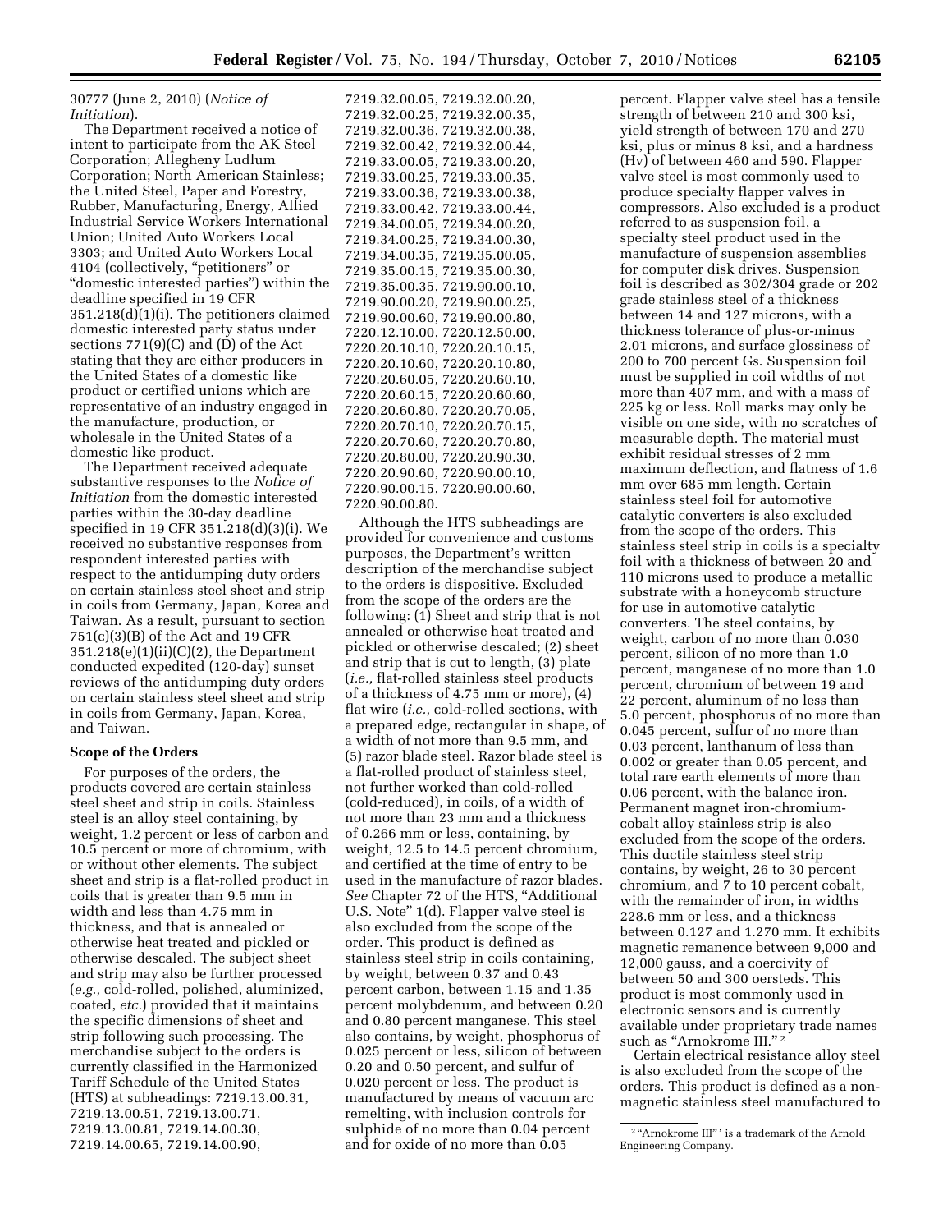30777 (June 2, 2010) (*Notice of Initiation*).

The Department received a notice of intent to participate from the AK Steel Corporation; Allegheny Ludlum Corporation; North American Stainless; the United Steel, Paper and Forestry, Rubber, Manufacturing, Energy, Allied Industrial Service Workers International Union; United Auto Workers Local 3303; and United Auto Workers Local 4104 (collectively, "petitioners" or "domestic interested parties") within the deadline specified in 19 CFR 351.218(d)(1)(i). The petitioners claimed domestic interested party status under sections 771(9)(C) and (D) of the Act stating that they are either producers in the United States of a domestic like product or certified unions which are representative of an industry engaged in the manufacture, production, or wholesale in the United States of a domestic like product.

The Department received adequate substantive responses to the *Notice of Initiation* from the domestic interested parties within the 30-day deadline specified in 19 CFR 351.218(d)(3)(i). We received no substantive responses from respondent interested parties with respect to the antidumping duty orders on certain stainless steel sheet and strip in coils from Germany, Japan, Korea and Taiwan. As a result, pursuant to section 751(c)(3)(B) of the Act and 19 CFR 351.218(e)(1)(ii)(C)(2), the Department conducted expedited (120-day) sunset reviews of the antidumping duty orders on certain stainless steel sheet and strip in coils from Germany, Japan, Korea, and Taiwan.

## Scope of the Orders

For purposes of the orders, the products covered are certain stainless steel sheet and strip in coils. Stainless steel is an alloy steel containing, by weight, 1.2 percent or less of carbon and 10.5 percent or more of chromium, with or without other elements. The subject sheet and strip is a flat-rolled product in coils that is greater than 9.5 mm in width and less than 4.75 mm in thickness, and that is annealed or otherwise heat treated and pickled or otherwise descaled. The subject sheet and strip may also be further processed (*e.g.,* cold-rolled, polished, aluminized, coated, *etc.*) provided that it maintains the specific dimensions of sheet and strip following such processing. The merchandise subject to the orders is currently classified in the Harmonized Tariff Schedule of the United States (HTS) at subheadings: 7219.13.00.31, 7219.13.00.51, 7219.13.00.71, 7219.13.00.81, 7219.14.00.30, 7219.14.00.65, 7219.14.00.90, 7219.32.00.05, 7219.32.00.20, 7219.32.00.25, 7219.32.00.35, 7219.32.00.36, 7219.32.00.38, 7219.32.00.42, 7219.32.00.44, 7219.33.00.05, 7219.33.00.20, 7219.33.00.25, 7219.33.00.35, 7219.33.00.36, 7219.33.00.38, 7219.33.00.42, 7219.33.00.44, 7219.34.00.05, 7219.34.00.20, 7219.34.00.25, 7219.34.00.30, 7219.34.00.35, 7219.35.00.05, 7219.35.00.15, 7219.35.00.30, 7219.35.00.35, 7219.90.00.10, 7219.90.00.20, 7219.90.00.25, 7219.90.00.60, 7219.90.00.80, 7220.12.10.00, 7220.12.50.00, 7220.20.10.10, 7220.20.10.15, 7220.20.10.60, 7220.20.10.80, 7220.20.60.05, 7220.20.60.10, 7220.20.60.15, 7220.20.60.60, 7220.20.60.80, 7220.20.70.05, 7220.20.70.10, 7220.20.70.15, 7220.20.70.60, 7220.20.70.80, 7220.20.80.00, 7220.20.90.30, 7220.20.90.60, 7220.90.00.10, 7220.90.00.15, 7220.90.00.60, 7220.90.00.80.

Although the HTS subheadings are provided for convenience and customs purposes, the Department's written description of the merchandise subject to the orders is dispositive. Excluded from the scope of the orders are the following: (1) Sheet and strip that is not annealed or otherwise heat treated and pickled or otherwise descaled; (2) sheet and strip that is cut to length, (3) plate (*i.e.,* flat-rolled stainless steel products of a thickness of 4.75 mm or more), (4) flat wire (*i.e.,* cold-rolled sections, with a prepared edge, rectangular in shape, of a width of not more than 9.5 mm, and (5) razor blade steel. Razor blade steel is a flat-rolled product of stainless steel, not further worked than cold-rolled (cold-reduced), in coils, of a width of not more than 23 mm and a thickness of 0.266 mm or less, containing, by weight, 12.5 to 14.5 percent chromium, and certified at the time of entry to be used in the manufacture of razor blades. *See* Chapter 72 of the HTS, "Additional U.S. Note" 1(d). Flapper valve steel is also excluded from the scope of the order. This product is defined as stainless steel strip in coils containing, by weight, between 0.37 and 0.43 percent carbon, between 1.15 and 1.35 percent molybdenum, and between 0.20 and 0.80 percent manganese. This steel also contains, by weight, phosphorus of 0.025 percent or less, silicon of between 0.20 and 0.50 percent, and sulfur of 0.020 percent or less. The product is manufactured by means of vacuum arc remelting, with inclusion controls for sulphide of no more than 0.04 percent and for oxide of no more than 0.05 percent. Flapper valve steel has a tensile strength of between 210 and 300 ksi, yield strength of between 170 and 270 ksi, plus or minus 8 ksi, and a hardness (Hv) of between 460 and 590. Flapper valve steel is most commonly used to produce specialty flapper valves in compressors. Also excluded is a product referred to as suspension foil, a specialty steel product used in the manufacture of suspension assemblies for computer disk drives. Suspension foil is described as 302/304 grade or 202 grade stainless steel of a thickness between 14 and 127 microns, with a thickness tolerance of plus-or-minus 2.01 microns, and surface glossiness of 200 to 700 percent Gs. Suspension foil must be supplied in coil widths of not more than 407 mm, and with a mass of 225 kg or less. Roll marks may only be visible on one side, with no scratches of measurable depth. The material must exhibit residual stresses of 2 mm maximum deflection, and flatness of 1.6 mm over 685 mm length. Certain stainless steel foil for automotive catalytic converters is also excluded from the scope of the orders. This stainless steel strip in coils is a specialty foil with a thickness of between 20 and 110 microns used to produce a metallic substrate with a honeycomb structure for use in automotive catalytic converters. The steel contains, by weight, carbon of no more than 0.030 percent, silicon of no more than 1.0 percent, manganese of no more than 1.0 percent, chromium of between 19 and 22 percent, aluminum of no less than 5.0 percent, phosphorus of no more than 0.045 percent, sulfur of no more than 0.03 percent, lanthanum of less than 0.002 or greater than 0.05 percent, and total rare earth elements of more than 0.06 percent, with the balance iron. Permanent magnet iron-chromium-cobalt alloy stainless strip is also excluded from the scope of the orders. This ductile stainless steel strip contains, by weight, 26 to 30 percent chromium, and 7 to 10 percent cobalt, with the remainder of iron, in widths 228.6 mm or less, and a thickness between 0.127 and 1.270 mm. It exhibits magnetic remanence between 9,000 and 12,000 gauss, and a coercivity of between 50 and 300 oersteds. This product is most commonly used in electronic sensors and is currently available under proprietary trade names such as "Arnokrome III." [2]

Certain electrical resistance alloy steel is also excluded from the scope of the orders. This product is defined as a non-magnetic stainless steel manufactured to

[2] "Arnokrome III" ' is a trademark of the Arnold Engineering Company.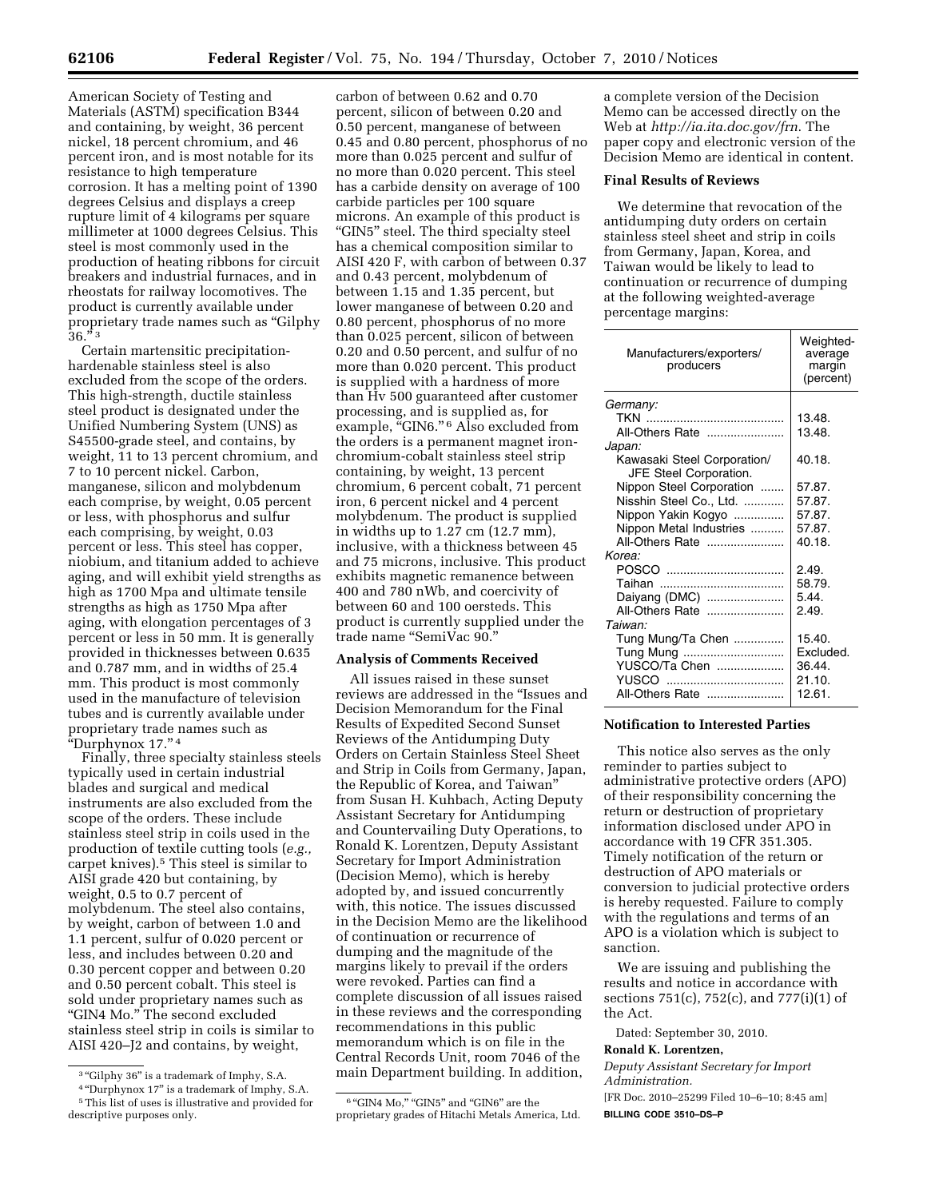American Society of Testing and Materials (ASTM) specification B344 and containing, by weight, 36 percent nickel, 18 percent chromium, and 46 percent iron, and is most notable for its resistance to high temperature corrosion. It has a melting point of 1390 degrees Celsius and displays a creep rupture limit of 4 kilograms per square millimeter at 1000 degrees Celsius. This steel is most commonly used in the production of heating ribbons for circuit breakers and industrial furnaces, and in rheostats for railway locomotives. The product is currently available under proprietary trade names such as "Gilphy 36."[3]

Certain martensitic precipitation-hardenable stainless steel is also excluded from the scope of the orders. This high-strength, ductile stainless steel product is designated under the Unified Numbering System (UNS) as S45500-grade steel, and contains, by weight, 11 to 13 percent chromium, and 7 to 10 percent nickel. Carbon, manganese, silicon and molybdenum each comprise, by weight, 0.05 percent or less, with phosphorus and sulfur each comprising, by weight, 0.03 percent or less. This steel has copper, niobium, and titanium added to achieve aging, and will exhibit yield strengths as high as 1700 Mpa and ultimate tensile strengths as high as 1750 Mpa after aging, with elongation percentages of 3 percent or less in 50 mm. It is generally provided in thicknesses between 0.635 and 0.787 mm, and in widths of 25.4 mm. This product is most commonly used in the manufacture of television tubes and is currently available under proprietary trade names such as "Durphynox 17."[4]

Finally, three specialty stainless steels typically used in certain industrial blades and surgical and medical instruments are also excluded from the scope of the orders. These include stainless steel strip in coils used in the production of textile cutting tools (*e.g.,* carpet knives).[5] This steel is similar to AISI grade 420 but containing, by weight, 0.5 to 0.7 percent of molybdenum. The steel also contains, by weight, carbon of between 1.0 and 1.1 percent, sulfur of 0.020 percent or less, and includes between 0.20 and 0.30 percent copper and between 0.20 and 0.50 percent cobalt. This steel is sold under proprietary names such as "GIN4 Mo." The second excluded stainless steel strip in coils is similar to AISI 420–J2 and contains, by weight, carbon of between 0.62 and 0.70 percent, silicon of between 0.20 and 0.50 percent, manganese of between 0.45 and 0.80 percent, phosphorus of no more than 0.025 percent and sulfur of no more than 0.020 percent. This steel has a carbide density on average of 100 carbide particles per 100 square microns. An example of this product is "GIN5" steel. The third specialty steel has a chemical composition similar to AISI 420 F, with carbon of between 0.37 and 0.43 percent, molybdenum of between 1.15 and 1.35 percent, but lower manganese of between 0.20 and 0.80 percent, phosphorus of no more than 0.025 percent, silicon of between 0.20 and 0.50 percent, and sulfur of no more than 0.020 percent. This product is supplied with a hardness of more than Hv 500 guaranteed after customer processing, and is supplied as, for example, "GIN6."[6] Also excluded from the orders is a permanent magnet iron-chromium-cobalt stainless steel strip containing, by weight, 13 percent chromium, 6 percent cobalt, 71 percent iron, 6 percent nickel and 4 percent molybdenum. The product is supplied in widths up to 1.27 cm (12.7 mm), inclusive, with a thickness between 45 and 75 microns, inclusive. This product exhibits magnetic remanence between 400 and 780 nWb, and coercivity of between 60 and 100 oersteds. This product is currently supplied under the trade name "SemiVac 90."

## Analysis of Comments Received

All issues raised in these sunset reviews are addressed in the "Issues and Decision Memorandum for the Final Results of Expedited Second Sunset Reviews of the Antidumping Duty Orders on Certain Stainless Steel Sheet and Strip in Coils from Germany, Japan, the Republic of Korea, and Taiwan" from Susan H. Kuhbach, Acting Deputy Assistant Secretary for Antidumping and Countervailing Duty Operations, to Ronald K. Lorentzen, Deputy Assistant Secretary for Import Administration (Decision Memo), which is hereby adopted by, and issued concurrently with, this notice. The issues discussed in the Decision Memo are the likelihood of continuation or recurrence of dumping and the magnitude of the margins likely to prevail if the orders were revoked. Parties can find a complete discussion of all issues raised in these reviews and the corresponding recommendations in this public memorandum which is on file in the Central Records Unit, room 7046 of the main Department building. In addition, a complete version of the Decision Memo can be accessed directly on the Web at *http://ia.ita.doc.gov/frn.* The paper copy and electronic version of the Decision Memo are identical in content.

## Final Results of Reviews

We determine that revocation of the antidumping duty orders on certain stainless steel sheet and strip in coils from Germany, Japan, Korea, and Taiwan would be likely to lead to continuation or recurrence of dumping at the following weighted-average percentage margins:

| Manufacturers/exporters/producers | Weighted-average margin (percent) |
|---|---|
| *Germany:* | |
| TKN | 13.48. |
| All-Others Rate | 13.48. |
| *Japan:* | |
| Kawasaki Steel Corporation/ JFE Steel Corporation. | 40.18. |
| Nippon Steel Corporation | 57.87. |
| Nisshin Steel Co., Ltd. | 57.87. |
| Nippon Yakin Kogyo | 57.87. |
| Nippon Metal Industries | 57.87. |
| All-Others Rate | 40.18. |
| *Korea:* | |
| POSCO | 2.49. |
| Taihan | 58.79. |
| Daiyang (DMC) | 5.44. |
| All-Others Rate | 2.49. |
| *Taiwan:* | |
| Tung Mung/Ta Chen | 15.40. |
| Tung Mung | Excluded. |
| YUSCO/Ta Chen | 36.44. |
| YUSCO | 21.10. |
| All-Others Rate | 12.61. |

## Notification to Interested Parties

This notice also serves as the only reminder to parties subject to administrative protective orders (APO) of their responsibility concerning the return or destruction of proprietary information disclosed under APO in accordance with 19 CFR 351.305. Timely notification of the return or destruction of APO materials or conversion to judicial protective orders is hereby requested. Failure to comply with the regulations and terms of an APO is a violation which is subject to sanction.

We are issuing and publishing the results and notice in accordance with sections 751(c), 752(c), and 777(i)(1) of the Act.

Dated: September 30, 2010.

**Ronald K. Lorentzen,**

*Deputy Assistant Secretary for Import Administration.*

[FR Doc. 2010–25299 Filed 10–6–10; 8:45 am]

**BILLING CODE 3510–DS–P**

---

[3] "Gilphy 36" is a trademark of Imphy, S.A.

[4] "Durphynox 17" is a trademark of Imphy, S.A.

[5] This list of uses is illustrative and provided for descriptive purposes only.

[6] "GIN4 Mo," "GIN5" and "GIN6" are the proprietary grades of Hitachi Metals America, Ltd.